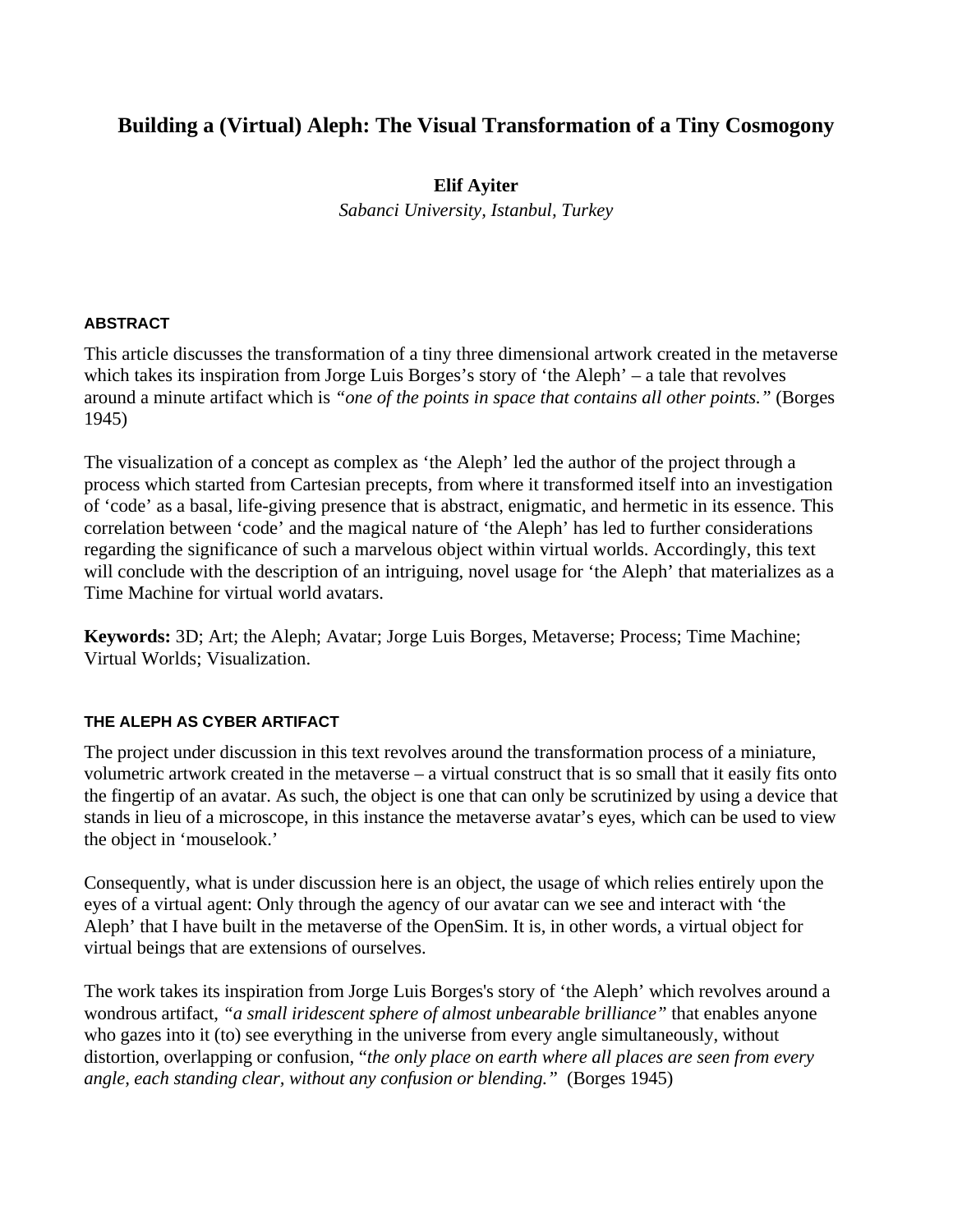# Building a (Virtual) Aleph: The Visual Transformation of a Tiny Cosmogony

**Elif Ayiter**

*Sabanci University, Istanbul, Turkey*

## ABSTRACT

This article discusses the transformation of a tiny three dimensional artwork created in the metaverse which takes its inspiration from Jorge Luis Borges's story of 'the Aleph' – a tale that revolves around a minute artifact which is *"one of the points in space that contains all other points."* (Borges 1945)

The visualization of a concept as complex as 'the Aleph' led the author of the project through a process which started from Cartesian precepts, from where it transformed itself into an investigation of 'code' as a basal, life-giving presence that is abstract, enigmatic, and hermetic in its essence. This correlation between 'code' and the magical nature of 'the Aleph' has led to further considerations regarding the significance of such a marvelous object within virtual worlds. Accordingly, this text will conclude with the description of an intriguing, novel usage for 'the Aleph' that materializes as a Time Machine for virtual world avatars.

**Keywords:** 3D; Art; the Aleph; Avatar; Jorge Luis Borges, Metaverse; Process; Time Machine; Virtual Worlds; Visualization.

## THE ALEPH AS CYBER ARTIFACT

The project under discussion in this text revolves around the transformation process of a miniature, volumetric artwork created in the metaverse – a virtual construct that is so small that it easily fits onto the fingertip of an avatar. As such, the object is one that can only be scrutinized by using a device that stands in lieu of a microscope, in this instance the metaverse avatar's eyes, which can be used to view the object in 'mouselook.'

Consequently, what is under discussion here is an object, the usage of which relies entirely upon the eyes of a virtual agent: Only through the agency of our avatar can we see and interact with 'the Aleph' that I have built in the metaverse of the OpenSim. It is, in other words, a virtual object for virtual beings that are extensions of ourselves.

The work takes its inspiration from Jorge Luis Borges's story of 'the Aleph' which revolves around a wondrous artifact, *"a small iridescent sphere of almost unbearable brilliance"* that enables anyone who gazes into it (to) see everything in the universe from every angle simultaneously, without distortion, overlapping or confusion, "*the only place on earth where all places are seen from every angle, each standing clear, without any confusion or blending."* (Borges 1945)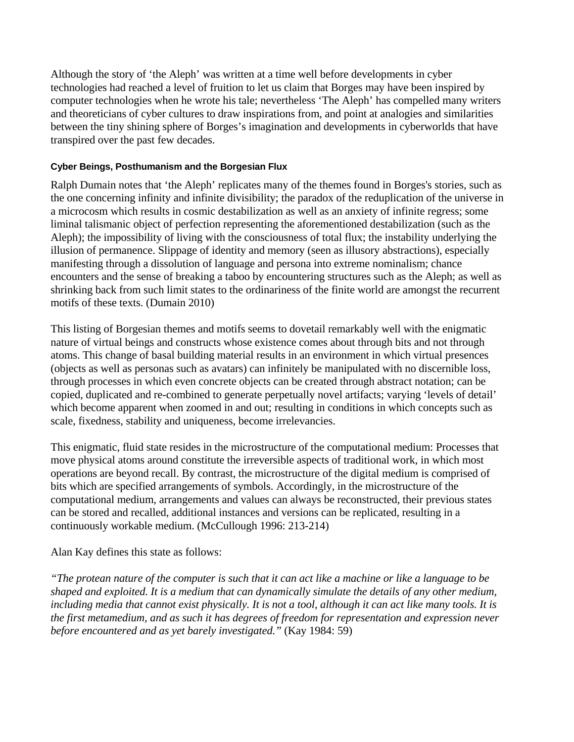Although the story of 'the Aleph' was written at a time well before developments in cyber technologies had reached a level of fruition to let us claim that Borges may have been inspired by computer technologies when he wrote his tale; nevertheless 'The Aleph' has compelled many writers and theoreticians of cyber cultures to draw inspirations from, and point at analogies and similarities between the tiny shining sphere of Borges's imagination and developments in cyberworlds that have transpired over the past few decades.

### Cyber Beings, Posthumanism and the Borgesian Flux

Ralph Dumain notes that 'the Aleph' replicates many of the themes found in Borges's stories, such as the one concerning infinity and infinite divisibility; the paradox of the reduplication of the universe in a microcosm which results in cosmic destabilization as well as an anxiety of infinite regress; some liminal talismanic object of perfection representing the aforementioned destabilization (such as the Aleph); the impossibility of living with the consciousness of total flux; the instability underlying the illusion of permanence. Slippage of identity and memory (seen as illusory abstractions), especially manifesting through a dissolution of language and persona into extreme nominalism; chance encounters and the sense of breaking a taboo by encountering structures such as the Aleph; as well as shrinking back from such limit states to the ordinariness of the finite world are amongst the recurrent motifs of these texts. (Dumain 2010)

This listing of Borgesian themes and motifs seems to dovetail remarkably well with the enigmatic nature of virtual beings and constructs whose existence comes about through bits and not through atoms. This change of basal building material results in an environment in which virtual presences (objects as well as personas such as avatars) can infinitely be manipulated with no discernible loss, through processes in which even concrete objects can be created through abstract notation; can be copied, duplicated and re-combined to generate perpetually novel artifacts; varying 'levels of detail' which become apparent when zoomed in and out; resulting in conditions in which concepts such as scale, fixedness, stability and uniqueness, become irrelevancies.

This enigmatic, fluid state resides in the microstructure of the computational medium: Processes that move physical atoms around constitute the irreversible aspects of traditional work, in which most operations are beyond recall. By contrast, the microstructure of the digital medium is comprised of bits which are specified arrangements of symbols. Accordingly, in the microstructure of the computational medium, arrangements and values can always be reconstructed, their previous states can be stored and recalled, additional instances and versions can be replicated, resulting in a continuously workable medium. (McCullough 1996: 213-214)

Alan Kay defines this state as follows:

*"The protean nature of the computer is such that it can act like a machine or like a language to be shaped and exploited. It is a medium that can dynamically simulate the details of any other medium, including media that cannot exist physically. It is not a tool, although it can act like many tools. It is the first metamedium, and as such it has degrees of freedom for representation and expression never before encountered and as yet barely investigated."* (Kay 1984: 59)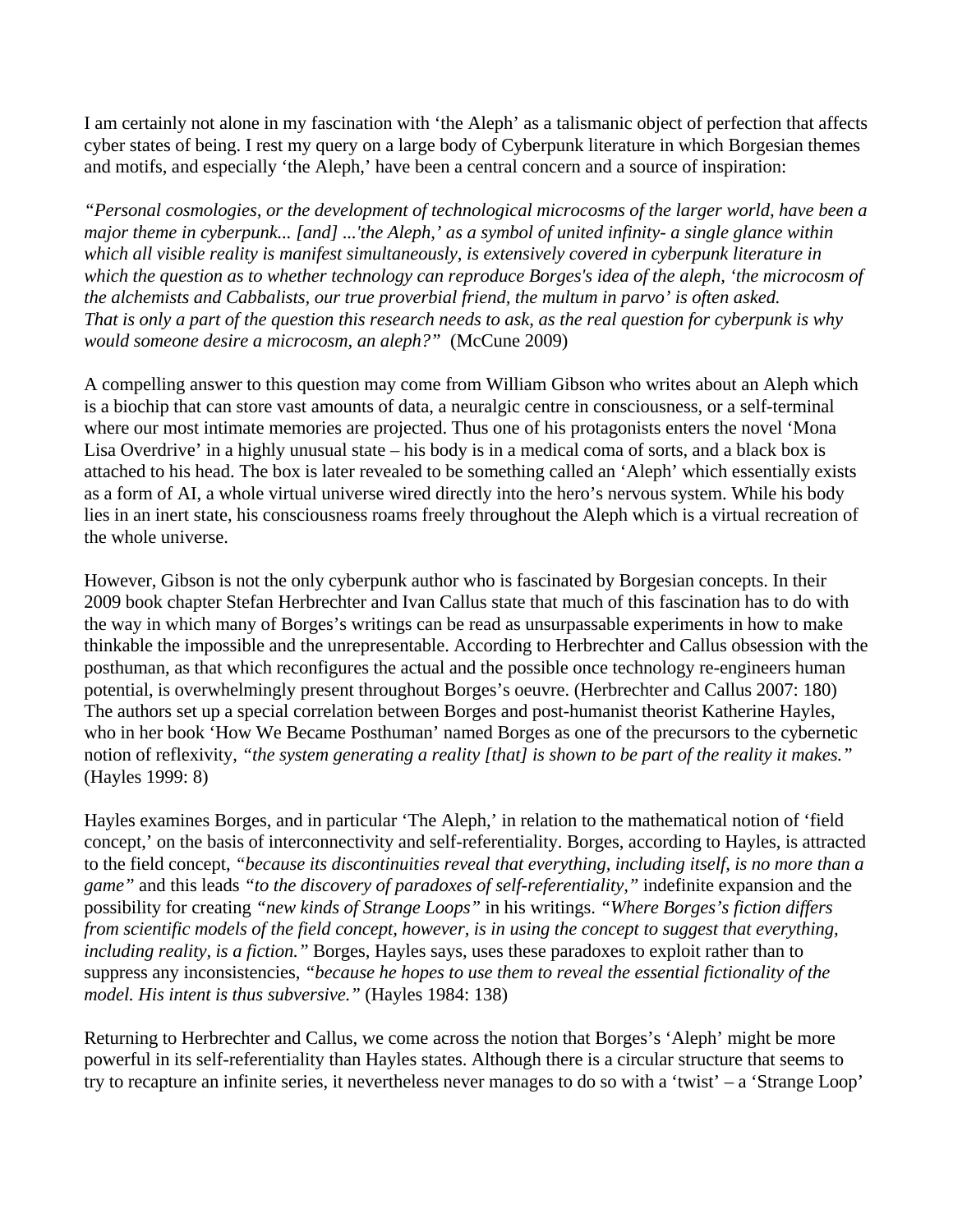I am certainly not alone in my fascination with 'the Aleph' as a talismanic object of perfection that affects cyber states of being. I rest my query on a large body of Cyberpunk literature in which Borgesian themes and motifs, and especially 'the Aleph,' have been a central concern and a source of inspiration:

*"Personal cosmologies, or the development of technological microcosms of the larger world, have been a major theme in cyberpunk... [and] ...'the Aleph,' as a symbol of united infinity- a single glance within which all visible reality is manifest simultaneously, is extensively covered in cyberpunk literature in which the question as to whether technology can reproduce Borges's idea of the aleph, 'the microcosm of the alchemists and Cabbalists, our true proverbial friend, the multum in parvo' is often asked. That is only a part of the question this research needs to ask, as the real question for cyberpunk is why would someone desire a microcosm, an aleph?"* (McCune 2009)

A compelling answer to this question may come from William Gibson who writes about an Aleph which is a biochip that can store vast amounts of data, a neuralgic centre in consciousness, or a self-terminal where our most intimate memories are projected. Thus one of his protagonists enters the novel 'Mona Lisa Overdrive' in a highly unusual state – his body is in a medical coma of sorts, and a black box is attached to his head. The box is later revealed to be something called an 'Aleph' which essentially exists as a form of AI, a whole virtual universe wired directly into the hero's nervous system. While his body lies in an inert state, his consciousness roams freely throughout the Aleph which is a virtual recreation of the whole universe.

However, Gibson is not the only cyberpunk author who is fascinated by Borgesian concepts. In their 2009 book chapter Stefan Herbrechter and Ivan Callus state that much of this fascination has to do with the way in which many of Borges's writings can be read as unsurpassable experiments in how to make thinkable the impossible and the unrepresentable. According to Herbrechter and Callus obsession with the posthuman, as that which reconfigures the actual and the possible once technology re-engineers human potential, is overwhelmingly present throughout Borges's oeuvre. (Herbrechter and Callus 2007: 180) The authors set up a special correlation between Borges and post-humanist theorist Katherine Hayles, who in her book 'How We Became Posthuman' named Borges as one of the precursors to the cybernetic notion of reflexivity, *"the system generating a reality [that] is shown to be part of the reality it makes."* (Hayles 1999: 8)

Hayles examines Borges, and in particular 'The Aleph,' in relation to the mathematical notion of 'field concept,' on the basis of interconnectivity and self-referentiality. Borges, according to Hayles, is attracted to the field concept, *"because its discontinuities reveal that everything, including itself, is no more than a game"* and this leads *"to the discovery of paradoxes of self-referentiality,"* indefinite expansion and the possibility for creating *"new kinds of Strange Loops"* in his writings. *"Where Borges's fiction differs from scientific models of the field concept, however, is in using the concept to suggest that everything, including reality, is a fiction."* Borges, Hayles says, uses these paradoxes to exploit rather than to suppress any inconsistencies, *"because he hopes to use them to reveal the essential fictionality of the model. His intent is thus subversive."* (Hayles 1984: 138)

Returning to Herbrechter and Callus, we come across the notion that Borges's 'Aleph' might be more powerful in its self-referentiality than Hayles states. Although there is a circular structure that seems to try to recapture an infinite series, it nevertheless never manages to do so with a 'twist' – a 'Strange Loop'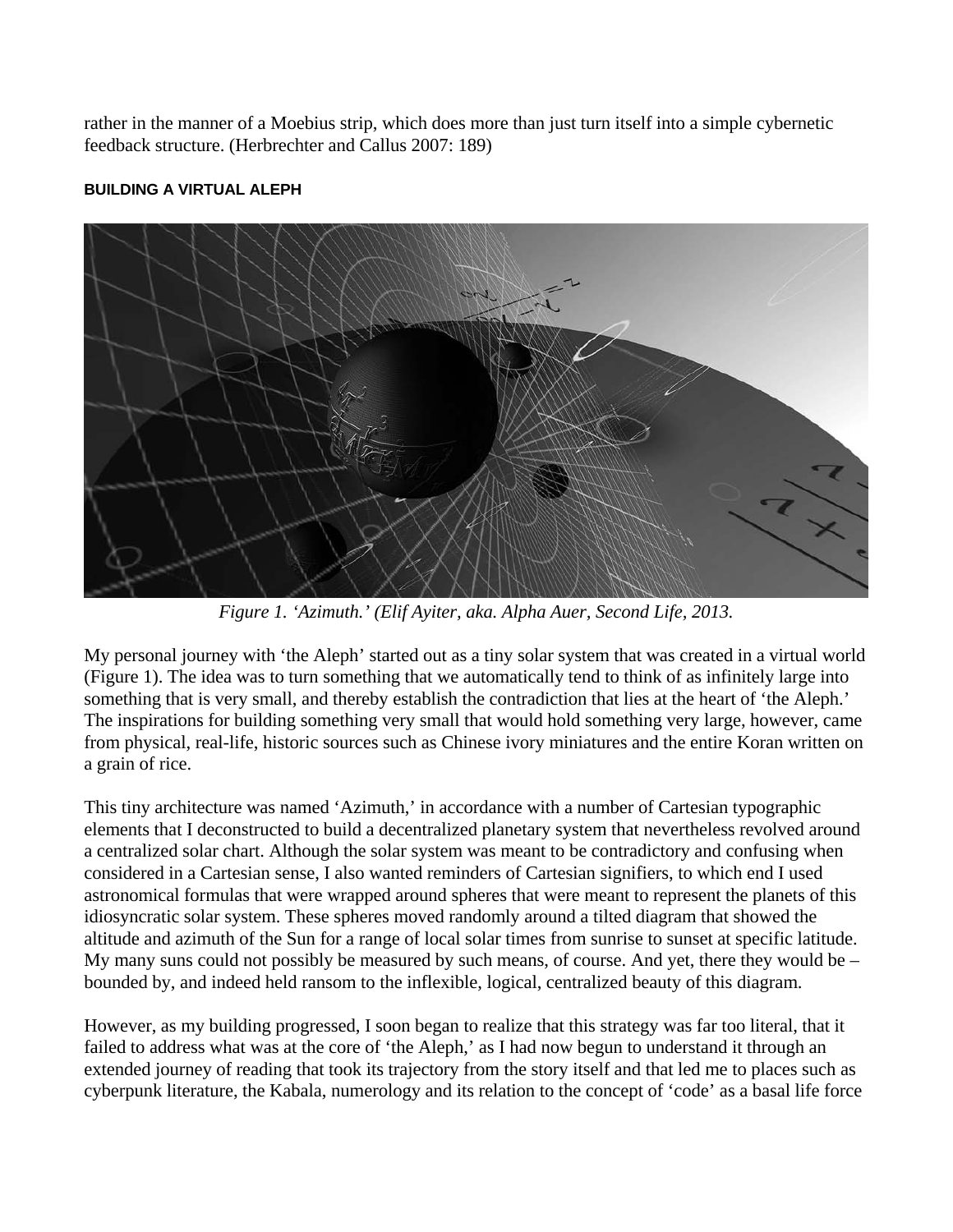rather in the manner of a Moebius strip, which does more than just turn itself into a simple cybernetic feedback structure. (Herbrechter and Callus 2007: 189)

#### BUILDING A VIRTUAL ALEPH

*Figure 1. 'Azimuth.' (Elif Ayiter, aka. Alpha Auer, Second Life, 2013.*

My personal journey with 'the Aleph' started out as a tiny solar system that was created in a virtual world (Figure 1). The idea was to turn something that we automatically tend to think of as infinitely large into something that is very small, and thereby establish the contradiction that lies at the heart of 'the Aleph.' The inspirations for building something very small that would hold something very large, however, came from physical, real-life, historic sources such as Chinese ivory miniatures and the entire Koran written on a grain of rice.

This tiny architecture was named 'Azimuth,' in accordance with a number of Cartesian typographic elements that I deconstructed to build a decentralized planetary system that nevertheless revolved around a centralized solar chart. Although the solar system was meant to be contradictory and confusing when considered in a Cartesian sense, I also wanted reminders of Cartesian signifiers, to which end I used astronomical formulas that were wrapped around spheres that were meant to represent the planets of this idiosyncratic solar system. These spheres moved randomly around a tilted diagram that showed the altitude and azimuth of the Sun for a range of local solar times from sunrise to sunset at specific latitude. My many suns could not possibly be measured by such means, of course. And yet, there they would be – bounded by, and indeed held ransom to the inflexible, logical, centralized beauty of this diagram.

However, as my building progressed, I soon began to realize that this strategy was far too literal, that it failed to address what was at the core of 'the Aleph,' as I had now begun to understand it through an extended journey of reading that took its trajectory from the story itself and that led me to places such as cyberpunk literature, the Kabala, numerology and its relation to the concept of 'code' as a basal life force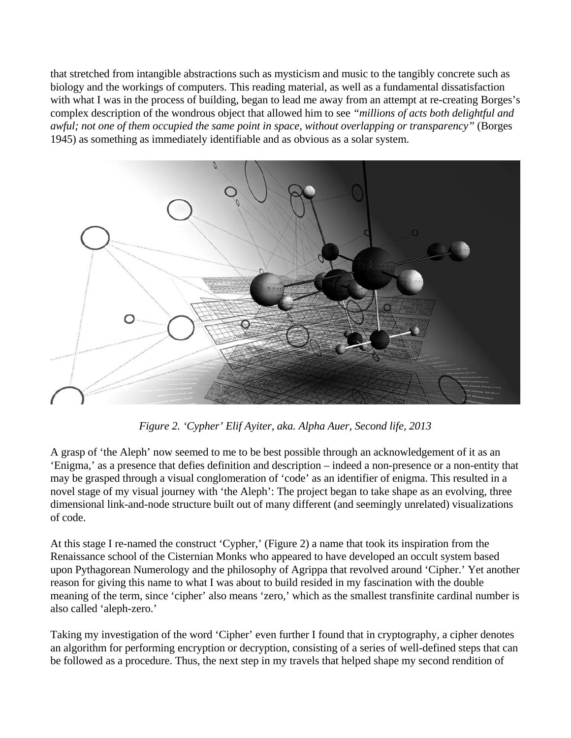that stretched from intangible abstractions such as mysticism and music to the tangibly concrete such as biology and the workings of computers. This reading material, as well as a fundamental dissatisfaction with what I was in the process of building, began to lead me away from an attempt at re-creating Borges's complex description of the wondrous object that allowed him to see *"millions of acts both delightful and awful; not one of them occupied the same point in space, without overlapping or transparency"* (Borges 1945) as something as immediately identifiable and as obvious as a solar system.

*Figure 2. 'Cypher' Elif Ayiter, aka. Alpha Auer, Second life, 2013*

A grasp of 'the Aleph' now seemed to me to be best possible through an acknowledgement of it as an 'Enigma,' as a presence that defies definition and description – indeed a non-presence or a non-entity that may be grasped through a visual conglomeration of 'code' as an identifier of enigma. This resulted in a novel stage of my visual journey with 'the Aleph': The project began to take shape as an evolving, three dimensional link-and-node structure built out of many different (and seemingly unrelated) visualizations of code.

At this stage I re-named the construct 'Cypher,' (Figure 2) a name that took its inspiration from the Renaissance school of the Cisternian Monks who appeared to have developed an occult system based upon Pythagorean Numerology and the philosophy of Agrippa that revolved around 'Cipher.' Yet another reason for giving this name to what I was about to build resided in my fascination with the double meaning of the term, since 'cipher' also means 'zero,' which as the smallest transfinite cardinal number is also called 'aleph-zero.'

Taking my investigation of the word 'Cipher' even further I found that in cryptography, a cipher denotes an algorithm for performing encryption or decryption, consisting of a series of well-defined steps that can be followed as a procedure. Thus, the next step in my travels that helped shape my second rendition of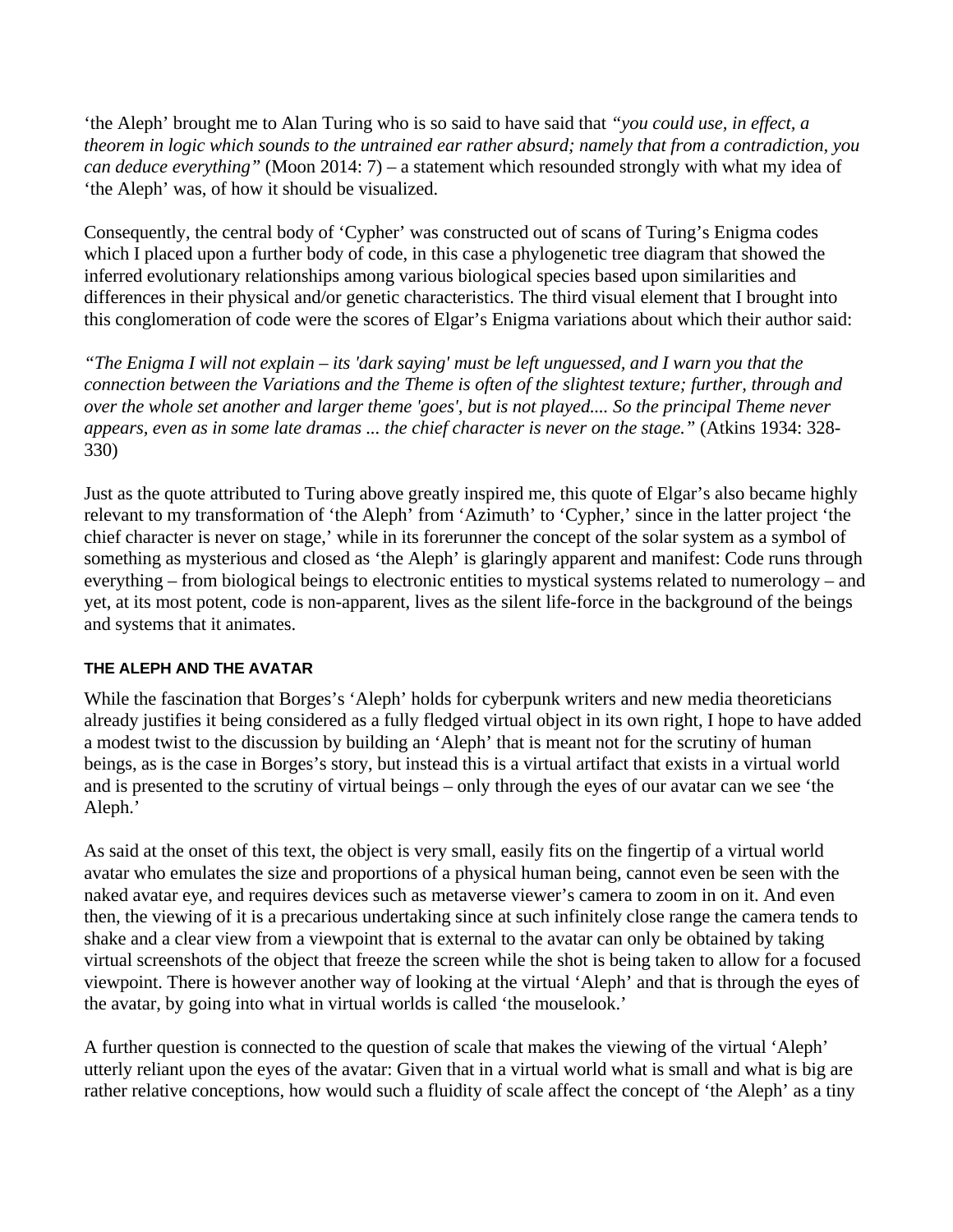'the Aleph' brought me to Alan Turing who is so said to have said that *"you could use, in effect, a theorem in logic which sounds to the untrained ear rather absurd; namely that from a contradiction, you can deduce everything"* (Moon 2014: 7) – a statement which resounded strongly with what my idea of 'the Aleph' was, of how it should be visualized.

Consequently, the central body of 'Cypher' was constructed out of scans of Turing's Enigma codes which I placed upon a further body of code, in this case a phylogenetic tree diagram that showed the inferred evolutionary relationships among various biological species based upon similarities and differences in their physical and/or genetic characteristics. The third visual element that I brought into this conglomeration of code were the scores of Elgar's Enigma variations about which their author said:

*"The Enigma I will not explain – its 'dark saying' must be left unguessed, and I warn you that the connection between the Variations and the Theme is often of the slightest texture; further, through and over the whole set another and larger theme 'goes', but is not played.... So the principal Theme never appears, even as in some late dramas ... the chief character is never on the stage."* (Atkins 1934: 328-330)

Just as the quote attributed to Turing above greatly inspired me, this quote of Elgar's also became highly relevant to my transformation of 'the Aleph' from 'Azimuth' to 'Cypher,' since in the latter project 'the chief character is never on stage,' while in its forerunner the concept of the solar system as a symbol of something as mysterious and closed as 'the Aleph' is glaringly apparent and manifest: Code runs through everything – from biological beings to electronic entities to mystical systems related to numerology – and yet, at its most potent, code is non-apparent, lives as the silent life-force in the background of the beings and systems that it animates.

## THE ALEPH AND THE AVATAR

While the fascination that Borges's 'Aleph' holds for cyberpunk writers and new media theoreticians already justifies it being considered as a fully fledged virtual object in its own right, I hope to have added a modest twist to the discussion by building an 'Aleph' that is meant not for the scrutiny of human beings, as is the case in Borges's story, but instead this is a virtual artifact that exists in a virtual world and is presented to the scrutiny of virtual beings – only through the eyes of our avatar can we see 'the Aleph.'

As said at the onset of this text, the object is very small, easily fits on the fingertip of a virtual world avatar who emulates the size and proportions of a physical human being, cannot even be seen with the naked avatar eye, and requires devices such as metaverse viewer's camera to zoom in on it. And even then, the viewing of it is a precarious undertaking since at such infinitely close range the camera tends to shake and a clear view from a viewpoint that is external to the avatar can only be obtained by taking virtual screenshots of the object that freeze the screen while the shot is being taken to allow for a focused viewpoint. There is however another way of looking at the virtual 'Aleph' and that is through the eyes of the avatar, by going into what in virtual worlds is called 'the mouselook.'

A further question is connected to the question of scale that makes the viewing of the virtual 'Aleph' utterly reliant upon the eyes of the avatar: Given that in a virtual world what is small and what is big are rather relative conceptions, how would such a fluidity of scale affect the concept of 'the Aleph' as a tiny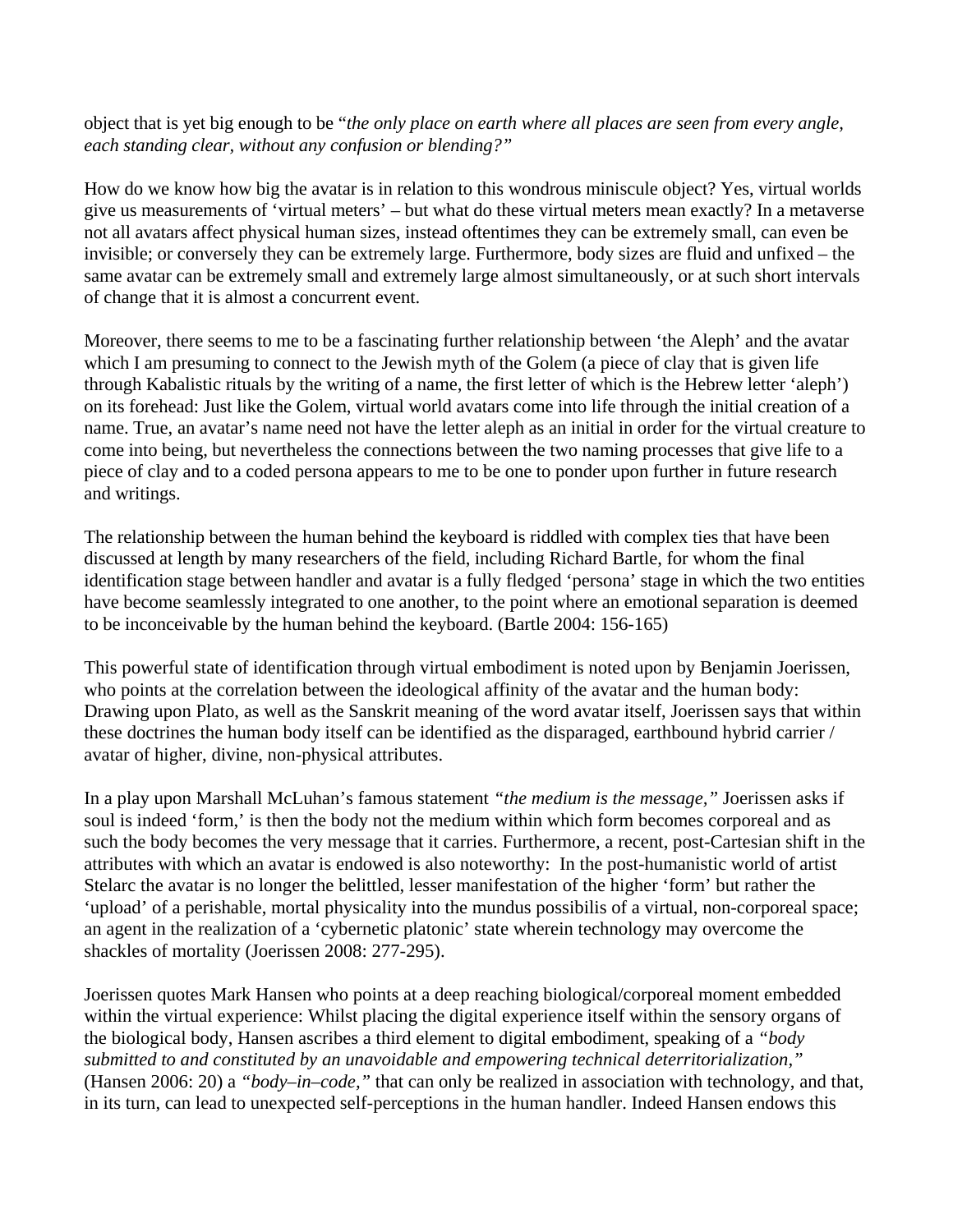object that is yet big enough to be "*the only place on earth where all places are seen from every angle, each standing clear, without any confusion or blending?"*

How do we know how big the avatar is in relation to this wondrous miniscule object? Yes, virtual worlds give us measurements of 'virtual meters' – but what do these virtual meters mean exactly? In a metaverse not all avatars affect physical human sizes, instead oftentimes they can be extremely small, can even be invisible; or conversely they can be extremely large. Furthermore, body sizes are fluid and unfixed – the same avatar can be extremely small and extremely large almost simultaneously, or at such short intervals of change that it is almost a concurrent event.

Moreover, there seems to me to be a fascinating further relationship between 'the Aleph' and the avatar which I am presuming to connect to the Jewish myth of the Golem (a piece of clay that is given life through Kabalistic rituals by the writing of a name, the first letter of which is the Hebrew letter 'aleph') on its forehead: Just like the Golem, virtual world avatars come into life through the initial creation of a name. True, an avatar's name need not have the letter aleph as an initial in order for the virtual creature to come into being, but nevertheless the connections between the two naming processes that give life to a piece of clay and to a coded persona appears to me to be one to ponder upon further in future research and writings.

The relationship between the human behind the keyboard is riddled with complex ties that have been discussed at length by many researchers of the field, including Richard Bartle, for whom the final identification stage between handler and avatar is a fully fledged 'persona' stage in which the two entities have become seamlessly integrated to one another, to the point where an emotional separation is deemed to be inconceivable by the human behind the keyboard. (Bartle 2004: 156-165)

This powerful state of identification through virtual embodiment is noted upon by Benjamin Joerissen, who points at the correlation between the ideological affinity of the avatar and the human body: Drawing upon Plato, as well as the Sanskrit meaning of the word avatar itself, Joerissen says that within these doctrines the human body itself can be identified as the disparaged, earthbound hybrid carrier / avatar of higher, divine, non-physical attributes.

In a play upon Marshall McLuhan's famous statement *"the medium is the message,"* Joerissen asks if soul is indeed 'form,' is then the body not the medium within which form becomes corporeal and as such the body becomes the very message that it carries. Furthermore, a recent, post-Cartesian shift in the attributes with which an avatar is endowed is also noteworthy: In the post-humanistic world of artist Stelarc the avatar is no longer the belittled, lesser manifestation of the higher 'form' but rather the 'upload' of a perishable, mortal physicality into the mundus possibilis of a virtual, non-corporeal space; an agent in the realization of a 'cybernetic platonic' state wherein technology may overcome the shackles of mortality (Joerissen 2008: 277-295).

Joerissen quotes Mark Hansen who points at a deep reaching biological/corporeal moment embedded within the virtual experience: Whilst placing the digital experience itself within the sensory organs of the biological body, Hansen ascribes a third element to digital embodiment, speaking of a *"body submitted to and constituted by an unavoidable and empowering technical deterritorialization,"* (Hansen 2006: 20) a *"body–in–code,"* that can only be realized in association with technology, and that, in its turn, can lead to unexpected self-perceptions in the human handler. Indeed Hansen endows this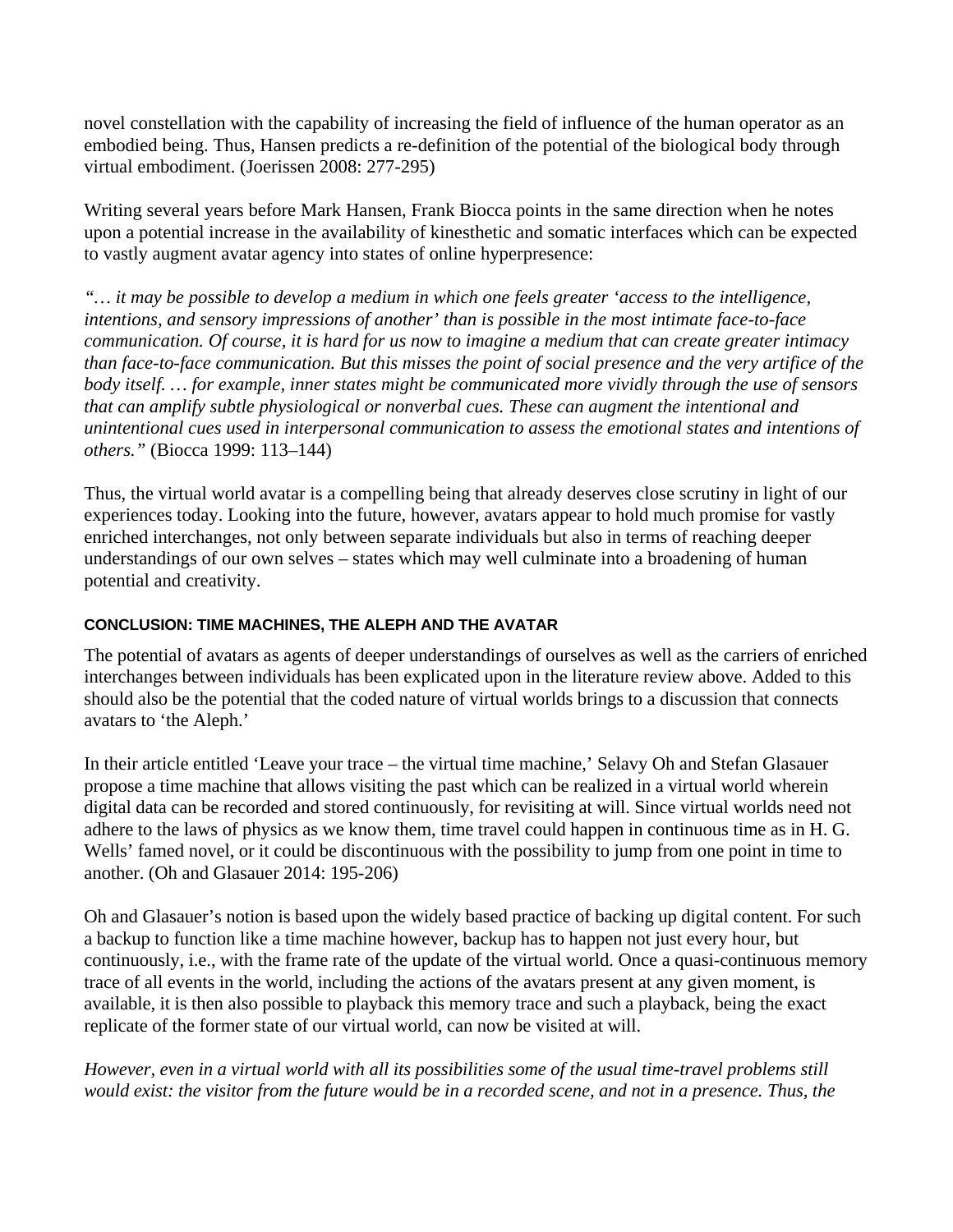novel constellation with the capability of increasing the field of influence of the human operator as an embodied being. Thus, Hansen predicts a re-definition of the potential of the biological body through virtual embodiment. (Joerissen 2008: 277-295)

Writing several years before Mark Hansen, Frank Biocca points in the same direction when he notes upon a potential increase in the availability of kinesthetic and somatic interfaces which can be expected to vastly augment avatar agency into states of online hyperpresence:

*"… it may be possible to develop a medium in which one feels greater 'access to the intelligence, intentions, and sensory impressions of another' than is possible in the most intimate face-to-face communication. Of course, it is hard for us now to imagine a medium that can create greater intimacy than face-to-face communication. But this misses the point of social presence and the very artifice of the body itself. … for example, inner states might be communicated more vividly through the use of sensors that can amplify subtle physiological or nonverbal cues. These can augment the intentional and unintentional cues used in interpersonal communication to assess the emotional states and intentions of others."* (Biocca 1999: 113–144)

Thus, the virtual world avatar is a compelling being that already deserves close scrutiny in light of our experiences today. Looking into the future, however, avatars appear to hold much promise for vastly enriched interchanges, not only between separate individuals but also in terms of reaching deeper understandings of our own selves – states which may well culminate into a broadening of human potential and creativity.

#### CONCLUSION: TIME MACHINES, THE ALEPH AND THE AVATAR

The potential of avatars as agents of deeper understandings of ourselves as well as the carriers of enriched interchanges between individuals has been explicated upon in the literature review above. Added to this should also be the potential that the coded nature of virtual worlds brings to a discussion that connects avatars to 'the Aleph.'

In their article entitled 'Leave your trace – the virtual time machine,' Selavy Oh and Stefan Glasauer propose a time machine that allows visiting the past which can be realized in a virtual world wherein digital data can be recorded and stored continuously, for revisiting at will. Since virtual worlds need not adhere to the laws of physics as we know them, time travel could happen in continuous time as in H. G. Wells' famed novel, or it could be discontinuous with the possibility to jump from one point in time to another. (Oh and Glasauer 2014: 195-206)

Oh and Glasauer's notion is based upon the widely based practice of backing up digital content. For such a backup to function like a time machine however, backup has to happen not just every hour, but continuously, i.e., with the frame rate of the update of the virtual world. Once a quasi-continuous memory trace of all events in the world, including the actions of the avatars present at any given moment, is available, it is then also possible to playback this memory trace and such a playback, being the exact replicate of the former state of our virtual world, can now be visited at will.

*However, even in a virtual world with all its possibilities some of the usual time-travel problems still would exist: the visitor from the future would be in a recorded scene, and not in a presence. Thus, the*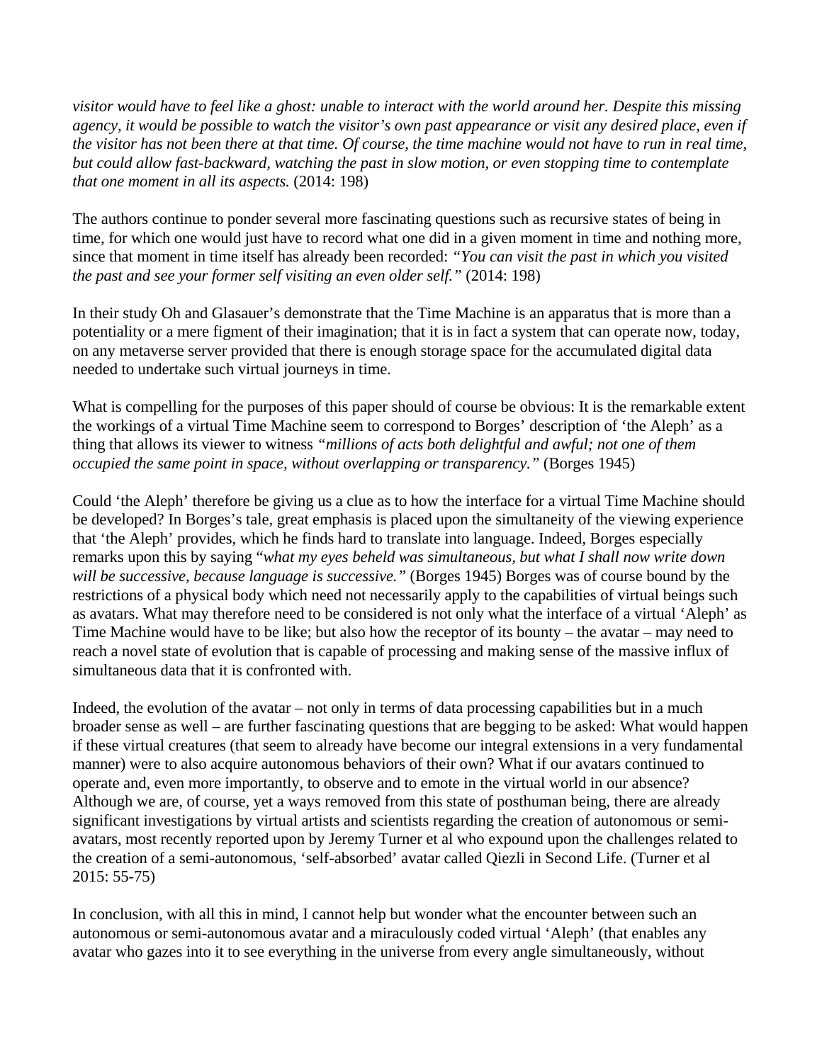*visitor would have to feel like a ghost: unable to interact with the world around her. Despite this missing agency, it would be possible to watch the visitor's own past appearance or visit any desired place, even if the visitor has not been there at that time. Of course, the time machine would not have to run in real time, but could allow fast-backward, watching the past in slow motion, or even stopping time to contemplate that one moment in all its aspects.* (2014: 198)

The authors continue to ponder several more fascinating questions such as recursive states of being in time, for which one would just have to record what one did in a given moment in time and nothing more, since that moment in time itself has already been recorded: *"You can visit the past in which you visited the past and see your former self visiting an even older self."* (2014: 198)

In their study Oh and Glasauer's demonstrate that the Time Machine is an apparatus that is more than a potentiality or a mere figment of their imagination; that it is in fact a system that can operate now, today, on any metaverse server provided that there is enough storage space for the accumulated digital data needed to undertake such virtual journeys in time.

What is compelling for the purposes of this paper should of course be obvious: It is the remarkable extent the workings of a virtual Time Machine seem to correspond to Borges' description of 'the Aleph' as a thing that allows its viewer to witness *"millions of acts both delightful and awful; not one of them occupied the same point in space, without overlapping or transparency."* (Borges 1945)

Could 'the Aleph' therefore be giving us a clue as to how the interface for a virtual Time Machine should be developed? In Borges's tale, great emphasis is placed upon the simultaneity of the viewing experience that 'the Aleph' provides, which he finds hard to translate into language. Indeed, Borges especially remarks upon this by saying "*what my eyes beheld was simultaneous, but what I shall now write down will be successive, because language is successive."* (Borges 1945) Borges was of course bound by the restrictions of a physical body which need not necessarily apply to the capabilities of virtual beings such as avatars. What may therefore need to be considered is not only what the interface of a virtual 'Aleph' as Time Machine would have to be like; but also how the receptor of its bounty – the avatar – may need to reach a novel state of evolution that is capable of processing and making sense of the massive influx of simultaneous data that it is confronted with.

Indeed, the evolution of the avatar – not only in terms of data processing capabilities but in a much broader sense as well – are further fascinating questions that are begging to be asked: What would happen if these virtual creatures (that seem to already have become our integral extensions in a very fundamental manner) were to also acquire autonomous behaviors of their own? What if our avatars continued to operate and, even more importantly, to observe and to emote in the virtual world in our absence? Although we are, of course, yet a ways removed from this state of posthuman being, there are already significant investigations by virtual artists and scientists regarding the creation of autonomous or semi-avatars, most recently reported upon by Jeremy Turner et al who expound upon the challenges related to the creation of a semi-autonomous, 'self-absorbed' avatar called Qiezli in Second Life. (Turner et al 2015: 55-75)

In conclusion, with all this in mind, I cannot help but wonder what the encounter between such an autonomous or semi-autonomous avatar and a miraculously coded virtual 'Aleph' (that enables any avatar who gazes into it to see everything in the universe from every angle simultaneously, without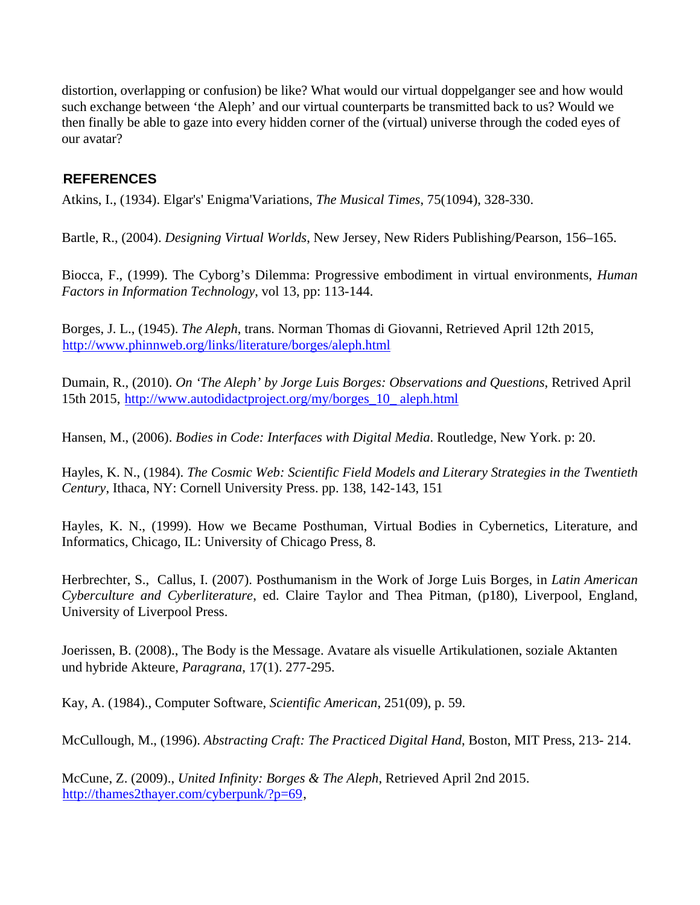distortion, overlapping or confusion) be like? What would our virtual doppelganger see and how would such exchange between 'the Aleph' and our virtual counterparts be transmitted back to us? Would we then finally be able to gaze into every hidden corner of the (virtual) universe through the coded eyes of our avatar?

## REFERENCES

Atkins, I., (1934). Elgar's' Enigma'Variations, *The Musical Times*, 75(1094), 328-330.

Bartle, R., (2004). *Designing Virtual Worlds*, New Jersey, New Riders Publishing/Pearson, 156–165.

Biocca, F., (1999). The Cyborg's Dilemma: Progressive embodiment in virtual environments, *Human Factors in Information Technology*, vol 13, pp: 113-144.

Borges, J. L., (1945). *The Aleph*, trans. Norman Thomas di Giovanni, Retrieved April 12th 2015, http://www.phinnweb.org/links/literature/borges/aleph.html

Dumain, R., (2010). *On 'The Aleph' by Jorge Luis Borges: Observations and Questions*, Retrived April 15th 2015, http://www.autodidactproject.org/my/borges_10_ aleph.html

Hansen, M., (2006). *Bodies in Code: Interfaces with Digital Media*. Routledge, New York. p: 20.

Hayles, K. N., (1984). *The Cosmic Web: Scientific Field Models and Literary Strategies in the Twentieth Century*, Ithaca, NY: Cornell University Press. pp. 138, 142-143, 151

Hayles, K. N., (1999). How we Became Posthuman, Virtual Bodies in Cybernetics, Literature, and Informatics, Chicago, IL: University of Chicago Press, 8.

Herbrechter, S., Callus, I. (2007). Posthumanism in the Work of Jorge Luis Borges, in *Latin American Cyberculture and Cyberliterature*, ed. Claire Taylor and Thea Pitman, (p180), Liverpool, England, University of Liverpool Press.

Joerissen, B. (2008)., The Body is the Message. Avatare als visuelle Artikulationen, soziale Aktanten und hybride Akteure, *Paragrana*, 17(1). 277-295.

Kay, A. (1984)., Computer Software, *Scientific American*, 251(09), p. 59.

McCullough, M., (1996). *Abstracting Craft: The Practiced Digital Hand*, Boston, MIT Press, 213- 214.

McCune, Z. (2009)., *United Infinity: Borges & The Aleph*, Retrieved April 2nd 2015. http://thames2thayer.com/cyberpunk/?p=69,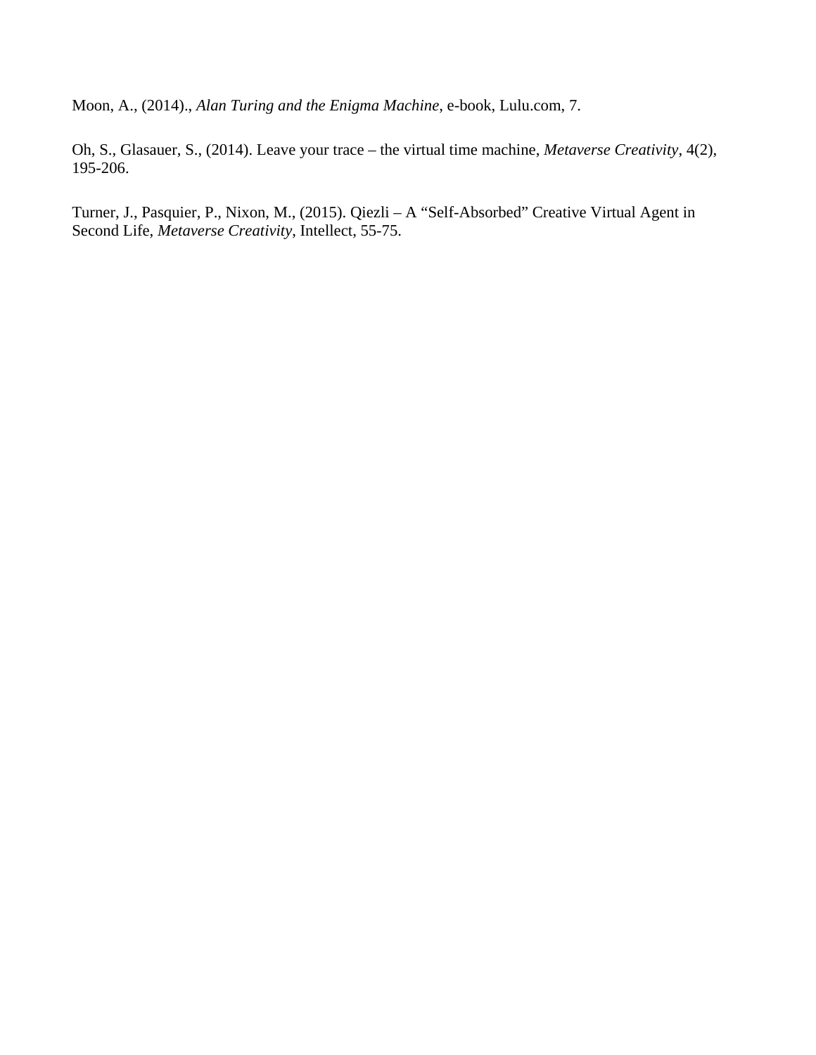Moon, A., (2014)., *Alan Turing and the Enigma Machine*, e-book, Lulu.com, 7.

Oh, S., Glasauer, S., (2014). Leave your trace – the virtual time machine, *Metaverse Creativity*, 4(2), 195-206.

Turner, J., Pasquier, P., Nixon, M., (2015). Qiezli – A "Self-Absorbed" Creative Virtual Agent in Second Life, *Metaverse Creativity*, Intellect, 55-75.